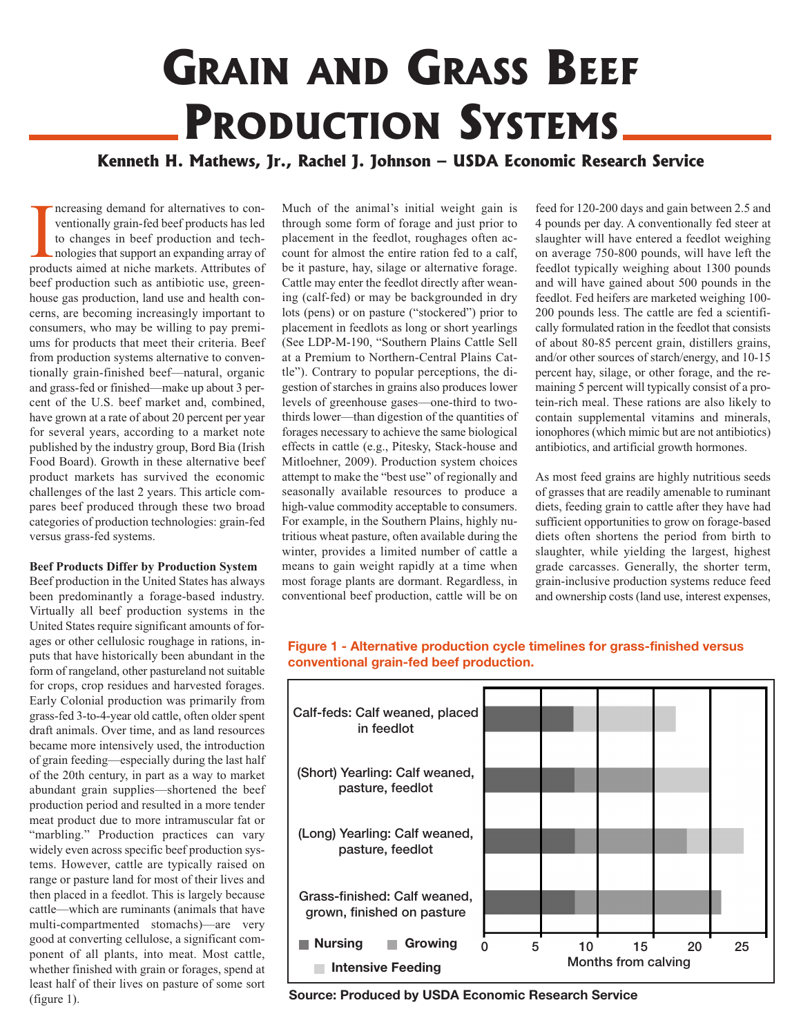# Grain and Grass Beef Production Systems

**Kenneth H. Mathews, Jr., Rachel J. Johnson – USDA Economic Research Service**

Increasing demand for alternatives to conventionally grain-fed beef products has led to changes in beef production and technologies that support an expanding array of products aimed at niche markets. Attributes of beef production such as antibiotic use, greenhouse gas production, land use and health concerns, are becoming increasingly important to consumers, who may be willing to pay premiums for products that meet their criteria. Beef from production systems alternative to conventionally grain-finished beef—natural, organic and grass-fed or finished—make up about 3 percent of the U.S. beef market and, combined, have grown at a rate of about 20 percent per year for several years, according to a market note published by the industry group, Bord Bia (Irish Food Board). Growth in these alternative beef product markets has survived the economic challenges of the last 2 years. This article compares beef produced through these two broad categories of production technologies: grain-fed versus grass-fed systems.

**Beef Products Differ by Production System**

Beef production in the United States has always been predominantly a forage-based industry. Virtually all beef production systems in the United States require significant amounts of forages or other cellulosic roughage in rations, inputs that have historically been abundant in the form of rangeland, other pastureland not suitable for crops, crop residues and harvested forages. Early Colonial production was primarily from grass-fed 3-to-4-year old cattle, often older spent draft animals. Over time, and as land resources became more intensively used, the introduction of grain feeding—especially during the last half of the 20th century, in part as a way to market abundant grain supplies—shortened the beef production period and resulted in a more tender meat product due to more intramuscular fat or "marbling." Production practices can vary widely even across specific beef production systems. However, cattle are typically raised on range or pasture land for most of their lives and then placed in a feedlot. This is largely because cattle—which are ruminants (animals that have multi-compartmented stomachs)—are very good at converting cellulose, a significant component of all plants, into meat. Most cattle, whether finished with grain or forages, spend at least half of their lives on pasture of some sort (figure 1).

Much of the animal's initial weight gain is through some form of forage and just prior to placement in the feedlot, roughages often account for almost the entire ration fed to a calf, be it pasture, hay, silage or alternative forage. Cattle may enter the feedlot directly after weaning (calf-fed) or may be backgrounded in dry lots (pens) or on pasture ("stockered") prior to placement in feedlots as long or short yearlings (See LDP-M-190, "Southern Plains Cattle Sell at a Premium to Northern-Central Plains Cattle"). Contrary to popular perceptions, the digestion of starches in grains also produces lower levels of greenhouse gases—one-third to two-thirds lower—than digestion of the quantities of forages necessary to achieve the same biological effects in cattle (e.g., Pitesky, Stack-house and Mitloehner, 2009). Production system choices attempt to make the "best use" of regionally and seasonally available resources to produce a high-value commodity acceptable to consumers. For example, in the Southern Plains, highly nutritious wheat pasture, often available during the winter, provides a limited number of cattle a means to gain weight rapidly at a time when most forage plants are dormant. Regardless, in conventional beef production, cattle will be on feed for 120-200 days and gain between 2.5 and 4 pounds per day. A conventionally fed steer at slaughter will have entered a feedlot weighing on average 750-800 pounds, will have left the feedlot typically weighing about 1300 pounds and will have gained about 500 pounds in the feedlot. Fed heifers are marketed weighing 100-200 pounds less. The cattle are fed a scientifically formulated ration in the feedlot that consists of about 80-85 percent grain, distillers grains, and/or other sources of starch/energy, and 10-15 percent hay, silage, or other forage, and the remaining 5 percent will typically consist of a protein-rich meal. These rations are also likely to contain supplemental vitamins and minerals, ionophores (which mimic but are not antibiotics) antibiotics, and artificial growth hormones.

As most feed grains are highly nutritious seeds of grasses that are readily amenable to ruminant diets, feeding grain to cattle after they have had sufficient opportunities to grow on forage-based diets often shortens the period from birth to slaughter, while yielding the largest, highest grade carcasses. Generally, the shorter term, grain-inclusive production systems reduce feed and ownership costs (land use, interest expenses,

**Figure 1 - Alternative production cycle timelines for grass-finished versus conventional grain-fed beef production.**

Calf-feds: Calf weaned, placed in feedlot
(Short) Yearling: Calf weaned, pasture, feedlot
(Long) Yearling: Calf weaned, pasture, feedlot
Grass-finished: Calf weaned, grown, finished on pasture

Nursing
Growing
Intensive Feeding

0 5 10 15 20 25
Months from calving

**Source: Produced by USDA Economic Research Service**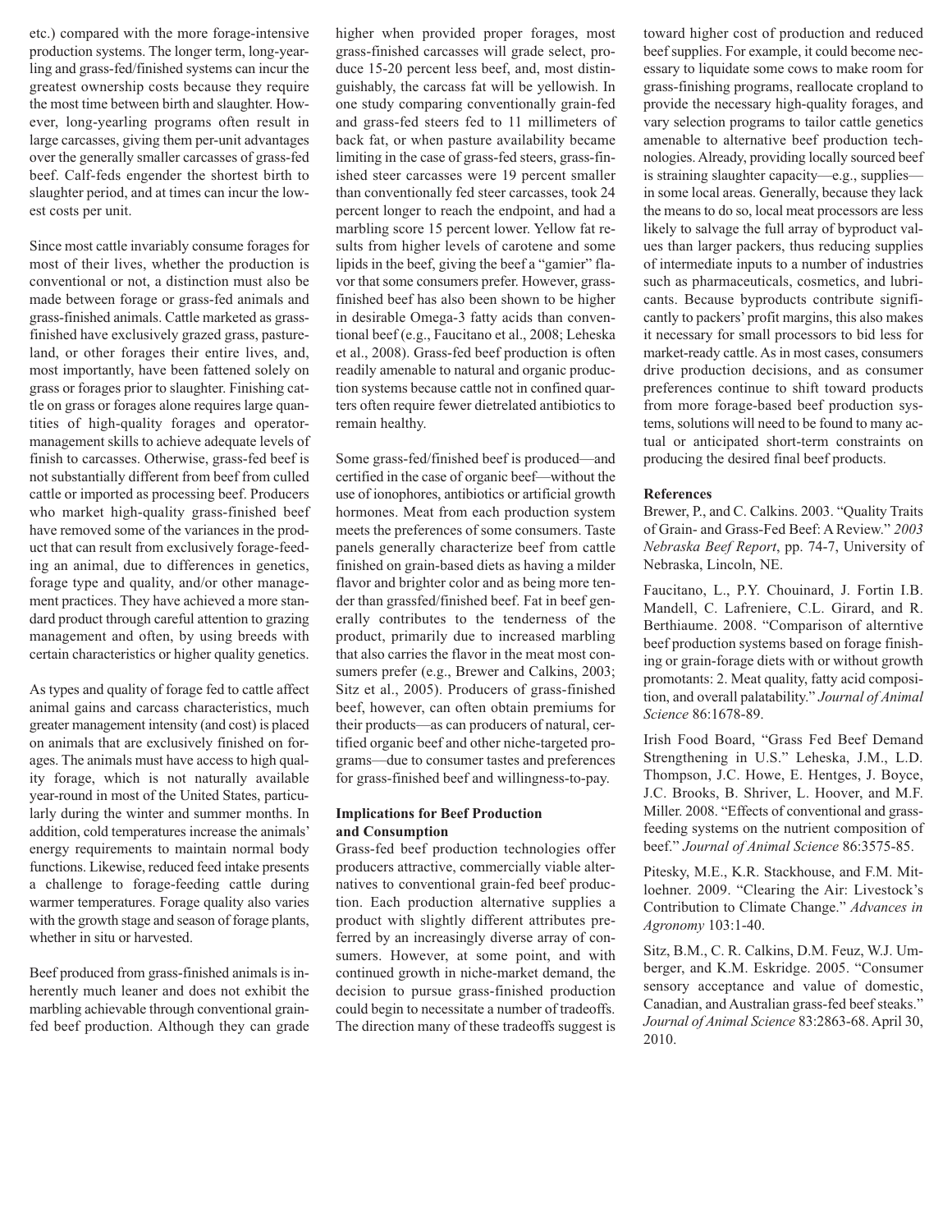etc.) compared with the more forage-intensive production systems. The longer term, long-yearling and grass-fed/finished systems can incur the greatest ownership costs because they require the most time between birth and slaughter. However, long-yearling programs often result in large carcasses, giving them per-unit advantages over the generally smaller carcasses of grass-fed beef. Calf-feds engender the shortest birth to slaughter period, and at times can incur the lowest costs per unit.

Since most cattle invariably consume forages for most of their lives, whether the production is conventional or not, a distinction must also be made between forage or grass-fed animals and grass-finished animals. Cattle marketed as grass-finished have exclusively grazed grass, pastureland, or other forages their entire lives, and, most importantly, have been fattened solely on grass or forages prior to slaughter. Finishing cattle on grass or forages alone requires large quantities of high-quality forages and operator-management skills to achieve adequate levels of finish to carcasses. Otherwise, grass-fed beef is not substantially different from beef from culled cattle or imported as processing beef. Producers who market high-quality grass-finished beef have removed some of the variances in the product that can result from exclusively forage-feeding an animal, due to differences in genetics, forage type and quality, and/or other management practices. They have achieved a more standard product through careful attention to grazing management and often, by using breeds with certain characteristics or higher quality genetics.

As types and quality of forage fed to cattle affect animal gains and carcass characteristics, much greater management intensity (and cost) is placed on animals that are exclusively finished on forages. The animals must have access to high quality forage, which is not naturally available year-round in most of the United States, particularly during the winter and summer months. In addition, cold temperatures increase the animals' energy requirements to maintain normal body functions. Likewise, reduced feed intake presents a challenge to forage-feeding cattle during warmer temperatures. Forage quality also varies with the growth stage and season of forage plants, whether in situ or harvested.

Beef produced from grass-finished animals is inherently much leaner and does not exhibit the marbling achievable through conventional grain-fed beef production. Although they can grade higher when provided proper forages, most grass-finished carcasses will grade select, produce 15-20 percent less beef, and, most distinguishably, the carcass fat will be yellowish. In one study comparing conventionally grain-fed and grass-fed steers fed to 11 millimeters of back fat, or when pasture availability became limiting in the case of grass-fed steers, grass-finished steer carcasses were 19 percent smaller than conventionally fed steer carcasses, took 24 percent longer to reach the endpoint, and had a marbling score 15 percent lower. Yellow fat results from higher levels of carotene and some lipids in the beef, giving the beef a "gamier" flavor that some consumers prefer. However, grass-finished beef has also been shown to be higher in desirable Omega-3 fatty acids than conventional beef (e.g., Faucitano et al., 2008; Leheska et al., 2008). Grass-fed beef production is often readily amenable to natural and organic production systems because cattle not in confined quarters often require fewer dietrelated antibiotics to remain healthy.

Some grass-fed/finished beef is produced—and certified in the case of organic beef—without the use of ionophores, antibiotics or artificial growth hormones. Meat from each production system meets the preferences of some consumers. Taste panels generally characterize beef from cattle finished on grain-based diets as having a milder flavor and brighter color and as being more tender than grassfed/finished beef. Fat in beef generally contributes to the tenderness of the product, primarily due to increased marbling that also carries the flavor in the meat most consumers prefer (e.g., Brewer and Calkins, 2003; Sitz et al., 2005). Producers of grass-finished beef, however, can often obtain premiums for their products—as can producers of natural, certified organic beef and other niche-targeted programs—due to consumer tastes and preferences for grass-finished beef and willingness-to-pay.

**Implications for Beef Production and Consumption**

Grass-fed beef production technologies offer producers attractive, commercially viable alternatives to conventional grain-fed beef production. Each production alternative supplies a product with slightly different attributes preferred by an increasingly diverse array of consumers. However, at some point, and with continued growth in niche-market demand, the decision to pursue grass-finished production could begin to necessitate a number of tradeoffs. The direction many of these tradeoffs suggest is toward higher cost of production and reduced beef supplies. For example, it could become necessary to liquidate some cows to make room for grass-finishing programs, reallocate cropland to provide the necessary high-quality forages, and vary selection programs to tailor cattle genetics amenable to alternative beef production technologies. Already, providing locally sourced beef is straining slaughter capacity—e.g., supplies—in some local areas. Generally, because they lack the means to do so, local meat processors are less likely to salvage the full array of byproduct values than larger packers, thus reducing supplies of intermediate inputs to a number of industries such as pharmaceuticals, cosmetics, and lubricants. Because byproducts contribute significantly to packers' profit margins, this also makes it necessary for small processors to bid less for market-ready cattle. As in most cases, consumers drive production decisions, and as consumer preferences continue to shift toward products from more forage-based beef production systems, solutions will need to be found to many actual or anticipated short-term constraints on producing the desired final beef products.

**References**

Brewer, P., and C. Calkins. 2003. "Quality Traits of Grain- and Grass-Fed Beef: A Review." *2003 Nebraska Beef Report*, pp. 74-7, University of Nebraska, Lincoln, NE.

Faucitano, L., P.Y. Chouinard, J. Fortin I.B. Mandell, C. Lafreniere, C.L. Girard, and R. Berthiaume. 2008. "Comparison of alterntive beef production systems based on forage finishing or grain-forage diets with or without growth promotants: 2. Meat quality, fatty acid composition, and overall palatability." *Journal of Animal Science* 86:1678-89.

Irish Food Board, "Grass Fed Beef Demand Strengthening in U.S." Leheska, J.M., L.D. Thompson, J.C. Howe, E. Hentges, J. Boyce, J.C. Brooks, B. Shriver, L. Hoover, and M.F. Miller. 2008. "Effects of conventional and grass-feeding systems on the nutrient composition of beef." *Journal of Animal Science* 86:3575-85.

Pitesky, M.E., K.R. Stackhouse, and F.M. Mitloehner. 2009. "Clearing the Air: Livestock's Contribution to Climate Change." *Advances in Agronomy* 103:1-40.

Sitz, B.M., C. R. Calkins, D.M. Feuz, W.J. Umberger, and K.M. Eskridge. 2005. "Consumer sensory acceptance and value of domestic, Canadian, and Australian grass-fed beef steaks." *Journal of Animal Science* 83:2863-68. April 30, 2010.